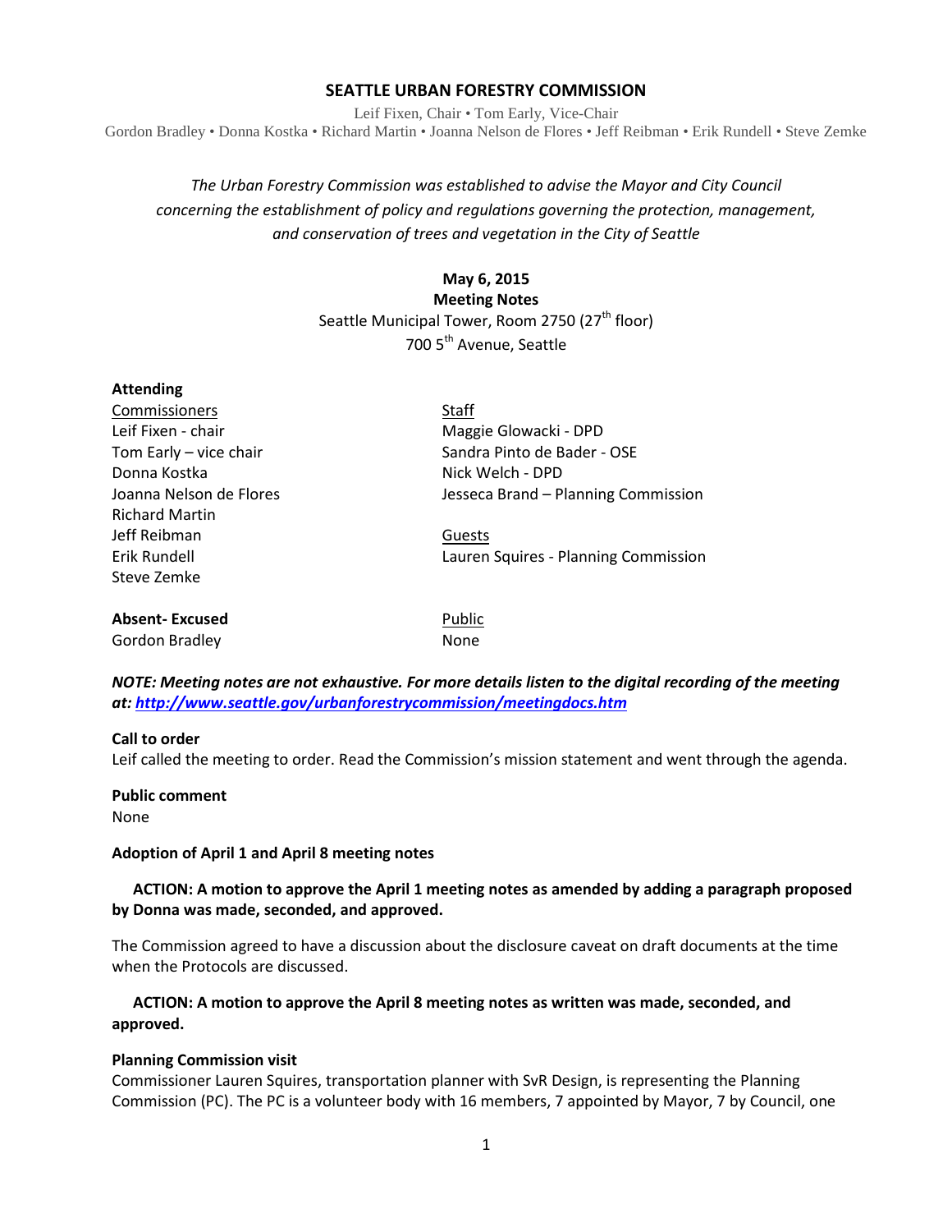# SEATTLE URBAN FORESTRY COMMISSION

Leif Fixen, Chair • Tom Early, Vice-Chair
Gordon Bradley • Donna Kostka • Richard Martin • Joanna Nelson de Flores • Jeff Reibman • Erik Rundell • Steve Zemke

*The Urban Forestry Commission was established to advise the Mayor and City Council concerning the establishment of policy and regulations governing the protection, management, and conservation of trees and vegetation in the City of Seattle*

**May 6, 2015**
**Meeting Notes**
Seattle Municipal Tower, Room 2750 (27th floor)
700 5th Avenue, Seattle

**Attending**

| Commissioners | Staff |
|---|---|
| Leif Fixen - chair | Maggie Glowacki - DPD |
| Tom Early – vice chair | Sandra Pinto de Bader - OSE |
| Donna Kostka | Nick Welch - DPD |
| Joanna Nelson de Flores | Jesseca Brand – Planning Commission |
| Richard Martin | |
| Jeff Reibman | Guests |
| Erik Rundell | Lauren Squires - Planning Commission |
| Steve Zemke | |

| **Absent- Excused** | Public |
|---|---|
| Gordon Bradley | None |

***NOTE: Meeting notes are not exhaustive. For more details listen to the digital recording of the meeting at: http://www.seattle.gov/urbanforestrycommission/meetingdocs.htm***

**Call to order**
Leif called the meeting to order. Read the Commission's mission statement and went through the agenda.

**Public comment**
None

**Adoption of April 1 and April 8 meeting notes**

**ACTION: A motion to approve the April 1 meeting notes as amended by adding a paragraph proposed by Donna was made, seconded, and approved.**

The Commission agreed to have a discussion about the disclosure caveat on draft documents at the time when the Protocols are discussed.

**ACTION: A motion to approve the April 8 meeting notes as written was made, seconded, and approved.**

**Planning Commission visit**
Commissioner Lauren Squires, transportation planner with SvR Design, is representing the Planning Commission (PC). The PC is a volunteer body with 16 members, 7 appointed by Mayor, 7 by Council, one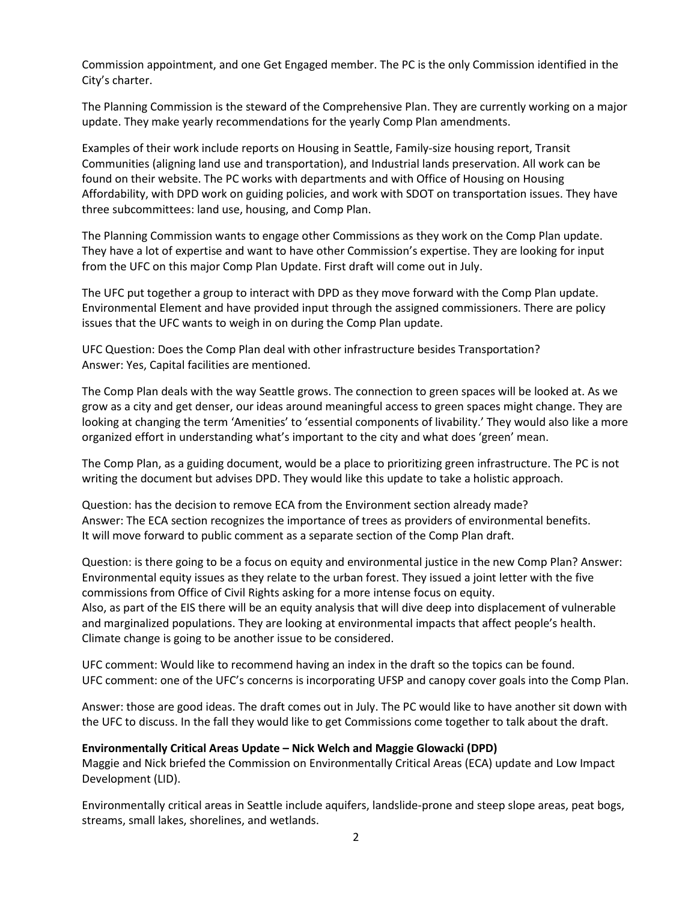Commission appointment, and one Get Engaged member. The PC is the only Commission identified in the City's charter.

The Planning Commission is the steward of the Comprehensive Plan. They are currently working on a major update. They make yearly recommendations for the yearly Comp Plan amendments.

Examples of their work include reports on Housing in Seattle, Family-size housing report, Transit Communities (aligning land use and transportation), and Industrial lands preservation. All work can be found on their website. The PC works with departments and with Office of Housing on Housing Affordability, with DPD work on guiding policies, and work with SDOT on transportation issues. They have three subcommittees: land use, housing, and Comp Plan.

The Planning Commission wants to engage other Commissions as they work on the Comp Plan update. They have a lot of expertise and want to have other Commission's expertise. They are looking for input from the UFC on this major Comp Plan Update. First draft will come out in July.

The UFC put together a group to interact with DPD as they move forward with the Comp Plan update. Environmental Element and have provided input through the assigned commissioners. There are policy issues that the UFC wants to weigh in on during the Comp Plan update.

UFC Question: Does the Comp Plan deal with other infrastructure besides Transportation?
Answer: Yes, Capital facilities are mentioned.

The Comp Plan deals with the way Seattle grows. The connection to green spaces will be looked at. As we grow as a city and get denser, our ideas around meaningful access to green spaces might change. They are looking at changing the term 'Amenities' to 'essential components of livability.' They would also like a more organized effort in understanding what's important to the city and what does 'green' mean.

The Comp Plan, as a guiding document, would be a place to prioritizing green infrastructure. The PC is not writing the document but advises DPD. They would like this update to take a holistic approach.

Question: has the decision to remove ECA from the Environment section already made?
Answer: The ECA section recognizes the importance of trees as providers of environmental benefits. It will move forward to public comment as a separate section of the Comp Plan draft.

Question: is there going to be a focus on equity and environmental justice in the new Comp Plan? Answer: Environmental equity issues as they relate to the urban forest. They issued a joint letter with the five commissions from Office of Civil Rights asking for a more intense focus on equity.
Also, as part of the EIS there will be an equity analysis that will dive deep into displacement of vulnerable and marginalized populations. They are looking at environmental impacts that affect people's health. Climate change is going to be another issue to be considered.

UFC comment: Would like to recommend having an index in the draft so the topics can be found.
UFC comment: one of the UFC's concerns is incorporating UFSP and canopy cover goals into the Comp Plan.

Answer: those are good ideas. The draft comes out in July. The PC would like to have another sit down with the UFC to discuss. In the fall they would like to get Commissions come together to talk about the draft.

**Environmentally Critical Areas Update – Nick Welch and Maggie Glowacki (DPD)**
Maggie and Nick briefed the Commission on Environmentally Critical Areas (ECA) update and Low Impact Development (LID).

Environmentally critical areas in Seattle include aquifers, landslide-prone and steep slope areas, peat bogs, streams, small lakes, shorelines, and wetlands.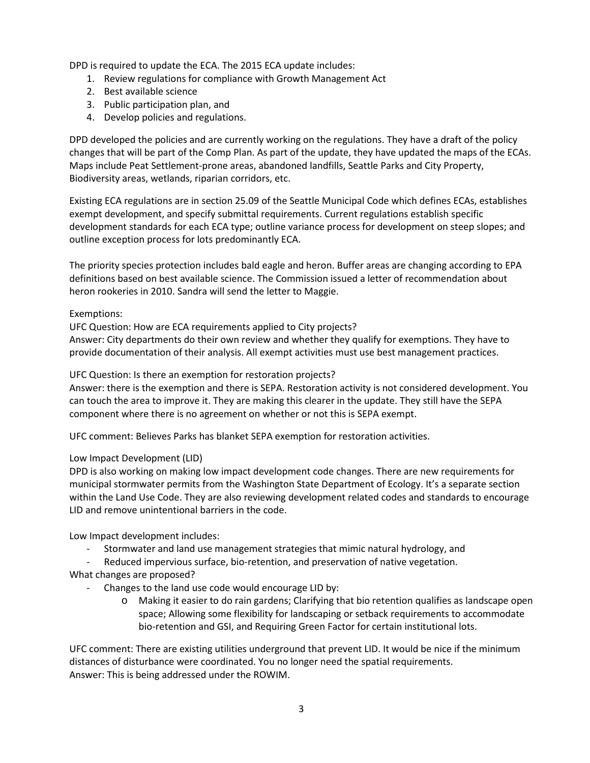DPD is required to update the ECA. The 2015 ECA update includes:

1. Review regulations for compliance with Growth Management Act
2. Best available science
3. Public participation plan, and
4. Develop policies and regulations.

DPD developed the policies and are currently working on the regulations. They have a draft of the policy changes that will be part of the Comp Plan. As part of the update, they have updated the maps of the ECAs. Maps include Peat Settlement-prone areas, abandoned landfills, Seattle Parks and City Property, Biodiversity areas, wetlands, riparian corridors, etc.

Existing ECA regulations are in section 25.09 of the Seattle Municipal Code which defines ECAs, establishes exempt development, and specify submittal requirements. Current regulations establish specific development standards for each ECA type; outline variance process for development on steep slopes; and outline exception process for lots predominantly ECA.

The priority species protection includes bald eagle and heron. Buffer areas are changing according to EPA definitions based on best available science. The Commission issued a letter of recommendation about heron rookeries in 2010. Sandra will send the letter to Maggie.

Exemptions:

UFC Question: How are ECA requirements applied to City projects?
Answer: City departments do their own review and whether they qualify for exemptions. They have to provide documentation of their analysis. All exempt activities must use best management practices.

UFC Question: Is there an exemption for restoration projects?
Answer: there is the exemption and there is SEPA. Restoration activity is not considered development. You can touch the area to improve it. They are making this clearer in the update. They still have the SEPA component where there is no agreement on whether or not this is SEPA exempt.

UFC comment: Believes Parks has blanket SEPA exemption for restoration activities.

Low Impact Development (LID)

DPD is also working on making low impact development code changes. There are new requirements for municipal stormwater permits from the Washington State Department of Ecology. It's a separate section within the Land Use Code. They are also reviewing development related codes and standards to encourage LID and remove unintentional barriers in the code.

Low Impact development includes:

- Stormwater and land use management strategies that mimic natural hydrology, and
- Reduced impervious surface, bio-retention, and preservation of native vegetation.

What changes are proposed?

- Changes to the land use code would encourage LID by:
    - Making it easier to do rain gardens; Clarifying that bio retention qualifies as landscape open space; Allowing some flexibility for landscaping or setback requirements to accommodate bio-retention and GSI, and Requiring Green Factor for certain institutional lots.

UFC comment: There are existing utilities underground that prevent LID. It would be nice if the minimum distances of disturbance were coordinated. You no longer need the spatial requirements.
Answer: This is being addressed under the ROWIM.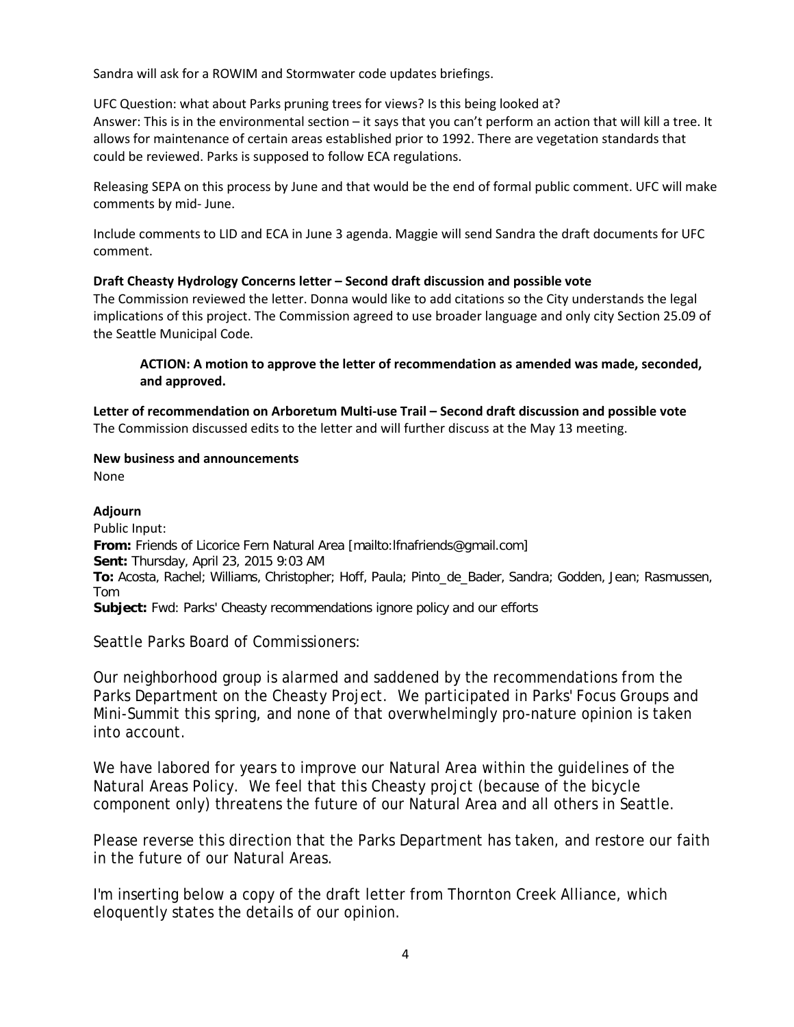Sandra will ask for a ROWIM and Stormwater code updates briefings.

UFC Question: what about Parks pruning trees for views? Is this being looked at?
Answer: This is in the environmental section – it says that you can't perform an action that will kill a tree. It allows for maintenance of certain areas established prior to 1992. There are vegetation standards that could be reviewed. Parks is supposed to follow ECA regulations.

Releasing SEPA on this process by June and that would be the end of formal public comment. UFC will make comments by mid- June.

Include comments to LID and ECA in June 3 agenda. Maggie will send Sandra the draft documents for UFC comment.

**Draft Cheasty Hydrology Concerns letter – Second draft discussion and possible vote**
The Commission reviewed the letter. Donna would like to add citations so the City understands the legal implications of this project. The Commission agreed to use broader language and only city Section 25.09 of the Seattle Municipal Code.

> **ACTION: A motion to approve the letter of recommendation as amended was made, seconded, and approved.**

**Letter of recommendation on Arboretum Multi-use Trail – Second draft discussion and possible vote**
The Commission discussed edits to the letter and will further discuss at the May 13 meeting.

**New business and announcements**
None

**Adjourn**
Public Input:
**From:** Friends of Licorice Fern Natural Area [mailto:lfnafriends@gmail.com]
**Sent:** Thursday, April 23, 2015 9:03 AM
**To:** Acosta, Rachel; Williams, Christopher; Hoff, Paula; Pinto_de_Bader, Sandra; Godden, Jean; Rasmussen, Tom
**Subject:** Fwd: Parks' Cheasty recommendations ignore policy and our efforts

Seattle Parks Board of Commissioners:

Our neighborhood group is alarmed and saddened by the recommendations from the Parks Department on the Cheasty Project. We participated in Parks' Focus Groups and Mini-Summit this spring, and none of that overwhelmingly pro-nature opinion is taken into account.

We have labored for years to improve our Natural Area within the guidelines of the Natural Areas Policy. We feel that this Cheasty projct (because of the bicycle component only) threatens the future of our Natural Area and all others in Seattle.

Please reverse this direction that the Parks Department has taken, and restore our faith in the future of our Natural Areas.

I'm inserting below a copy of the draft letter from Thornton Creek Alliance, which eloquently states the details of our opinion.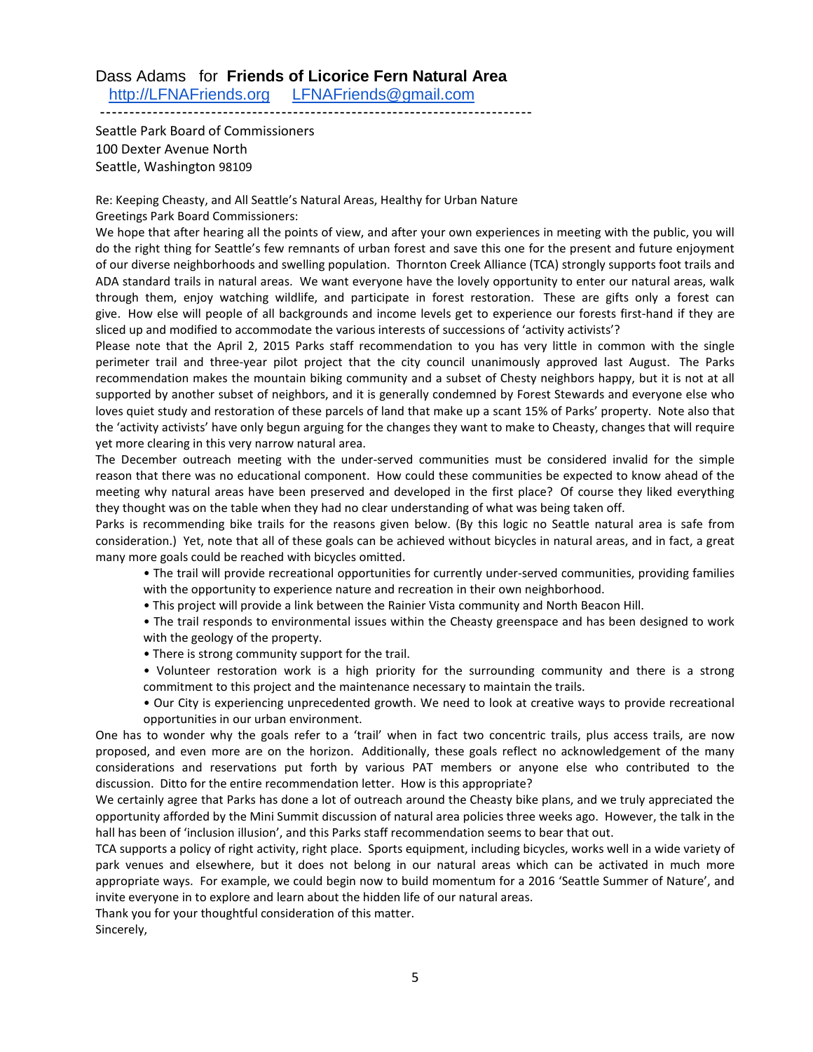Dass Adams for **Friends of Licorice Fern Natural Area**

http://LFNAFriends.org LFNAFriends@gmail.com

---

Seattle Park Board of Commissioners
100 Dexter Avenue North
Seattle, Washington 98109

Re: Keeping Cheasty, and All Seattle's Natural Areas, Healthy for Urban Nature

Greetings Park Board Commissioners:

We hope that after hearing all the points of view, and after your own experiences in meeting with the public, you will do the right thing for Seattle's few remnants of urban forest and save this one for the present and future enjoyment of our diverse neighborhoods and swelling population. Thornton Creek Alliance (TCA) strongly supports foot trails and ADA standard trails in natural areas. We want everyone have the lovely opportunity to enter our natural areas, walk through them, enjoy watching wildlife, and participate in forest restoration. These are gifts only a forest can give. How else will people of all backgrounds and income levels get to experience our forests first-hand if they are sliced up and modified to accommodate the various interests of successions of 'activity activists'?

Please note that the April 2, 2015 Parks staff recommendation to you has very little in common with the single perimeter trail and three-year pilot project that the city council unanimously approved last August. The Parks recommendation makes the mountain biking community and a subset of Chesty neighbors happy, but it is not at all supported by another subset of neighbors, and it is generally condemned by Forest Stewards and everyone else who loves quiet study and restoration of these parcels of land that make up a scant 15% of Parks' property. Note also that the 'activity activists' have only begun arguing for the changes they want to make to Cheasty, changes that will require yet more clearing in this very narrow natural area.

The December outreach meeting with the under-served communities must be considered invalid for the simple reason that there was no educational component. How could these communities be expected to know ahead of the meeting why natural areas have been preserved and developed in the first place? Of course they liked everything they thought was on the table when they had no clear understanding of what was being taken off.

Parks is recommending bike trails for the reasons given below. (By this logic no Seattle natural area is safe from consideration.) Yet, note that all of these goals can be achieved without bicycles in natural areas, and in fact, a great many more goals could be reached with bicycles omitted.

- The trail will provide recreational opportunities for currently under-served communities, providing families with the opportunity to experience nature and recreation in their own neighborhood.
- This project will provide a link between the Rainier Vista community and North Beacon Hill.
- The trail responds to environmental issues within the Cheasty greenspace and has been designed to work with the geology of the property.
- There is strong community support for the trail.
- Volunteer restoration work is a high priority for the surrounding community and there is a strong commitment to this project and the maintenance necessary to maintain the trails.
- Our City is experiencing unprecedented growth. We need to look at creative ways to provide recreational opportunities in our urban environment.

One has to wonder why the goals refer to a 'trail' when in fact two concentric trails, plus access trails, are now proposed, and even more are on the horizon. Additionally, these goals reflect no acknowledgement of the many considerations and reservations put forth by various PAT members or anyone else who contributed to the discussion. Ditto for the entire recommendation letter. How is this appropriate?

We certainly agree that Parks has done a lot of outreach around the Cheasty bike plans, and we truly appreciated the opportunity afforded by the Mini Summit discussion of natural area policies three weeks ago. However, the talk in the hall has been of 'inclusion illusion', and this Parks staff recommendation seems to bear that out.

TCA supports a policy of right activity, right place. Sports equipment, including bicycles, works well in a wide variety of park venues and elsewhere, but it does not belong in our natural areas which can be activated in much more appropriate ways. For example, we could begin now to build momentum for a 2016 'Seattle Summer of Nature', and invite everyone in to explore and learn about the hidden life of our natural areas.

Thank you for your thoughtful consideration of this matter.

Sincerely,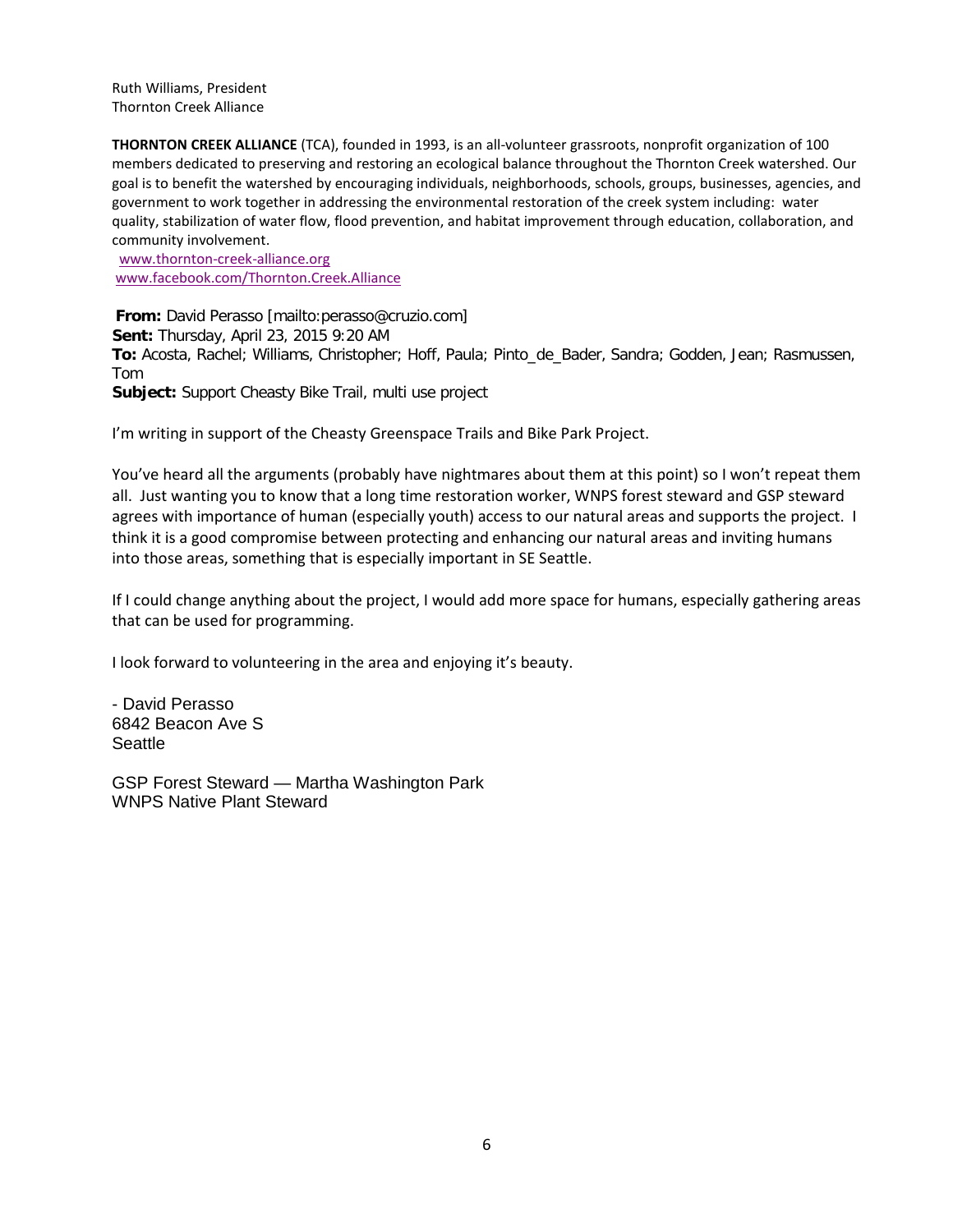Ruth Williams, President
Thornton Creek Alliance

**THORNTON CREEK ALLIANCE** (TCA), founded in 1993, is an all-volunteer grassroots, nonprofit organization of 100 members dedicated to preserving and restoring an ecological balance throughout the Thornton Creek watershed. Our goal is to benefit the watershed by encouraging individuals, neighborhoods, schools, groups, businesses, agencies, and government to work together in addressing the environmental restoration of the creek system including: water quality, stabilization of water flow, flood prevention, and habitat improvement through education, collaboration, and community involvement.
www.thornton-creek-alliance.org
www.facebook.com/Thornton.Creek.Alliance

**From:** David Perasso [mailto:perasso@cruzio.com]
**Sent:** Thursday, April 23, 2015 9:20 AM
**To:** Acosta, Rachel; Williams, Christopher; Hoff, Paula; Pinto_de_Bader, Sandra; Godden, Jean; Rasmussen, Tom
**Subject:** Support Cheasty Bike Trail, multi use project

I'm writing in support of the Cheasty Greenspace Trails and Bike Park Project.

You've heard all the arguments (probably have nightmares about them at this point) so I won't repeat them all. Just wanting you to know that a long time restoration worker, WNPS forest steward and GSP steward agrees with importance of human (especially youth) access to our natural areas and supports the project. I think it is a good compromise between protecting and enhancing our natural areas and inviting humans into those areas, something that is especially important in SE Seattle.

If I could change anything about the project, I would add more space for humans, especially gathering areas that can be used for programming.

I look forward to volunteering in the area and enjoying it's beauty.

- David Perasso
6842 Beacon Ave S
Seattle

GSP Forest Steward — Martha Washington Park
WNPS Native Plant Steward